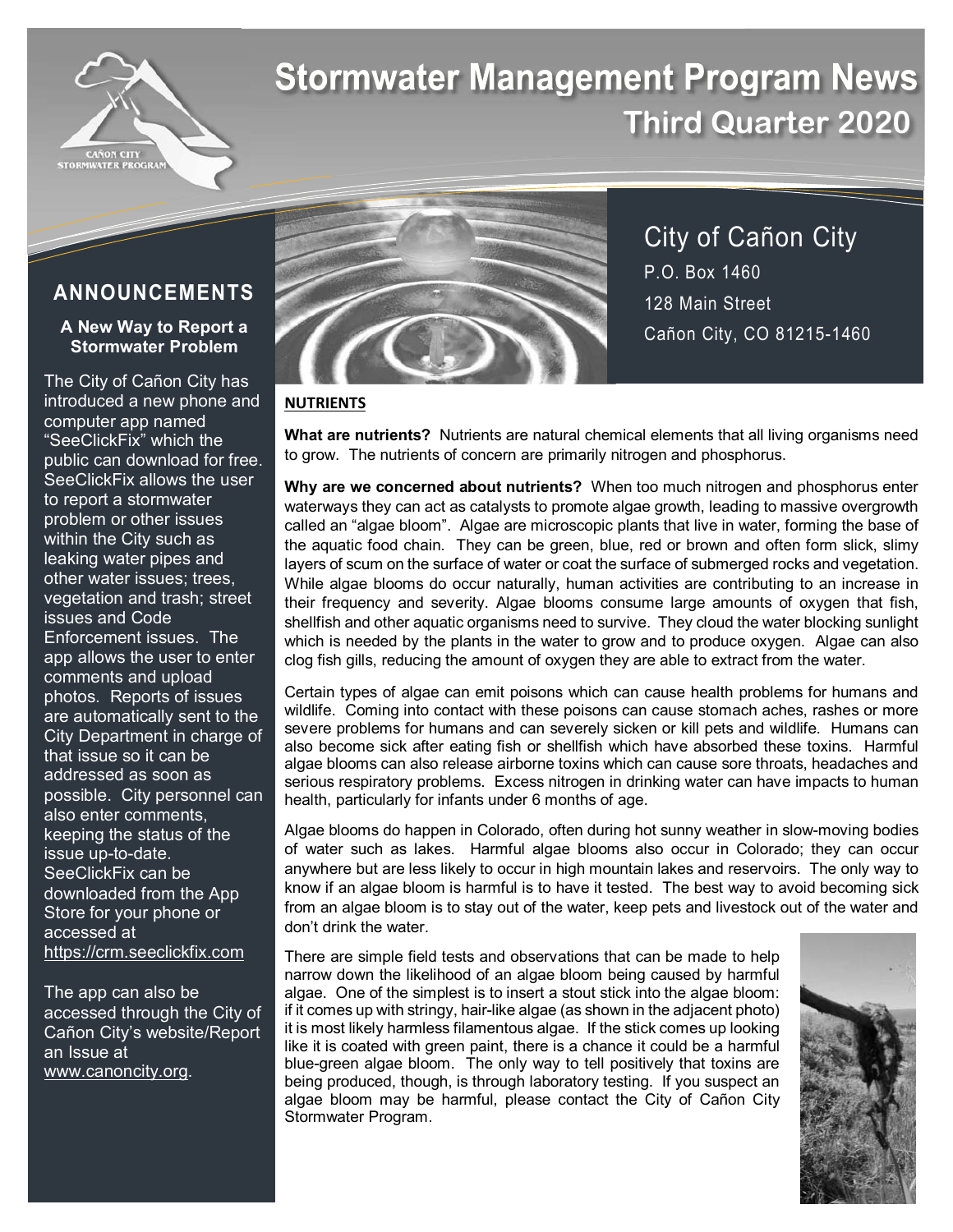# Stormwater Management Program News

## Third Quarter 2020

CAÑON CITY STORMWATER PROGRAM

City of Cañon City
P.O. Box 1460
128 Main Street
Cañon City, CO 81215-1460

## ANNOUNCEMENTS

### A New Way to Report a Stormwater Problem

The City of Cañon City has introduced a new phone and computer app named "SeeClickFix" which the public can download for free. SeeClickFix allows the user to report a stormwater problem or other issues within the City such as leaking water pipes and other water issues; trees, vegetation and trash; street issues and Code Enforcement issues. The app allows the user to enter comments and upload photos. Reports of issues are automatically sent to the City Department in charge of that issue so it can be addressed as soon as possible. City personnel can also enter comments, keeping the status of the issue up-to-date. SeeClickFix can be downloaded from the App Store for your phone or accessed at https://crm.seeclickfix.com

The app can also be accessed through the City of Cañon City's website/Report an Issue at www.canoncity.org.

## NUTRIENTS

**What are nutrients?** Nutrients are natural chemical elements that all living organisms need to grow. The nutrients of concern are primarily nitrogen and phosphorus.

**Why are we concerned about nutrients?** When too much nitrogen and phosphorus enter waterways they can act as catalysts to promote algae growth, leading to massive overgrowth called an "algae bloom". Algae are microscopic plants that live in water, forming the base of the aquatic food chain. They can be green, blue, red or brown and often form slick, slimy layers of scum on the surface of water or coat the surface of submerged rocks and vegetation. While algae blooms do occur naturally, human activities are contributing to an increase in their frequency and severity. Algae blooms consume large amounts of oxygen that fish, shellfish and other aquatic organisms need to survive. They cloud the water blocking sunlight which is needed by the plants in the water to grow and to produce oxygen. Algae can also clog fish gills, reducing the amount of oxygen they are able to extract from the water.

Certain types of algae can emit poisons which can cause health problems for humans and wildlife. Coming into contact with these poisons can cause stomach aches, rashes or more severe problems for humans and can severely sicken or kill pets and wildlife. Humans can also become sick after eating fish or shellfish which have absorbed these toxins. Harmful algae blooms can also release airborne toxins which can cause sore throats, headaches and serious respiratory problems. Excess nitrogen in drinking water can have impacts to human health, particularly for infants under 6 months of age.

Algae blooms do happen in Colorado, often during hot sunny weather in slow-moving bodies of water such as lakes. Harmful algae blooms also occur in Colorado; they can occur anywhere but are less likely to occur in high mountain lakes and reservoirs. The only way to know if an algae bloom is harmful is to have it tested. The best way to avoid becoming sick from an algae bloom is to stay out of the water, keep pets and livestock out of the water and don't drink the water.

There are simple field tests and observations that can be made to help narrow down the likelihood of an algae bloom being caused by harmful algae. One of the simplest is to insert a stout stick into the algae bloom: if it comes up with stringy, hair-like algae (as shown in the adjacent photo) it is most likely harmless filamentous algae. If the stick comes up looking like it is coated with green paint, there is a chance it could be a harmful blue-green algae bloom. The only way to tell positively that toxins are being produced, though, is through laboratory testing. If you suspect an algae bloom may be harmful, please contact the City of Cañon City Stormwater Program.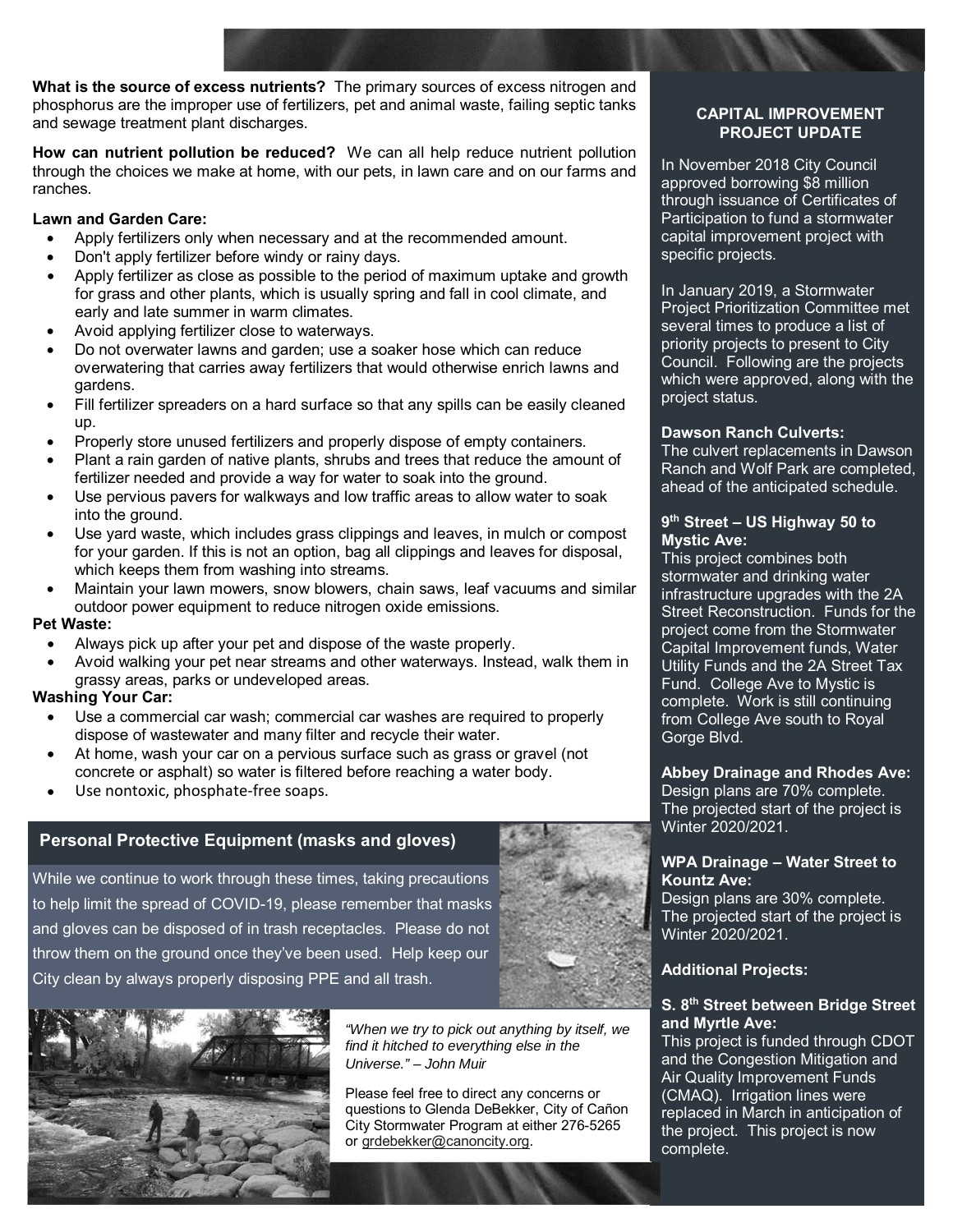**What is the source of excess nutrients?** The primary sources of excess nitrogen and phosphorus are the improper use of fertilizers, pet and animal waste, failing septic tanks and sewage treatment plant discharges.

**How can nutrient pollution be reduced?** We can all help reduce nutrient pollution through the choices we make at home, with our pets, in lawn care and on our farms and ranches.

**Lawn and Garden Care:**

- Apply fertilizers only when necessary and at the recommended amount.
- Don't apply fertilizer before windy or rainy days.
- Apply fertilizer as close as possible to the period of maximum uptake and growth for grass and other plants, which is usually spring and fall in cool climate, and early and late summer in warm climates.
- Avoid applying fertilizer close to waterways.
- Do not overwater lawns and garden; use a soaker hose which can reduce overwatering that carries away fertilizers that would otherwise enrich lawns and gardens.
- Fill fertilizer spreaders on a hard surface so that any spills can be easily cleaned up.
- Properly store unused fertilizers and properly dispose of empty containers.
- Plant a rain garden of native plants, shrubs and trees that reduce the amount of fertilizer needed and provide a way for water to soak into the ground.
- Use pervious pavers for walkways and low traffic areas to allow water to soak into the ground.
- Use yard waste, which includes grass clippings and leaves, in mulch or compost for your garden. If this is not an option, bag all clippings and leaves for disposal, which keeps them from washing into streams.
- Maintain your lawn mowers, snow blowers, chain saws, leaf vacuums and similar outdoor power equipment to reduce nitrogen oxide emissions.

**Pet Waste:**

- Always pick up after your pet and dispose of the waste properly.
- Avoid walking your pet near streams and other waterways. Instead, walk them in grassy areas, parks or undeveloped areas.

**Washing Your Car:**

- Use a commercial car wash; commercial car washes are required to properly dispose of wastewater and many filter and recycle their water.
- At home, wash your car on a pervious surface such as grass or gravel (not concrete or asphalt) so water is filtered before reaching a water body.
- Use nontoxic, phosphate-free soaps.

## Personal Protective Equipment (masks and gloves)

While we continue to work through these times, taking precautions to help limit the spread of COVID-19, please remember that masks and gloves can be disposed of in trash receptacles. Please do not throw them on the ground once they've been used. Help keep our City clean by always properly disposing PPE and all trash.

*"When we try to pick out anything by itself, we find it hitched to everything else in the Universe." – John Muir*

Please feel free to direct any concerns or questions to Glenda DeBekker, City of Cañon City Stormwater Program at either 276-5265 or grdebekker@canoncity.org.

## CAPITAL IMPROVEMENT PROJECT UPDATE

In November 2018 City Council approved borrowing $8 million through issuance of Certificates of Participation to fund a stormwater capital improvement project with specific projects.

In January 2019, a Stormwater Project Prioritization Committee met several times to produce a list of priority projects to present to City Council. Following are the projects which were approved, along with the project status.

**Dawson Ranch Culverts:**
The culvert replacements in Dawson Ranch and Wolf Park are completed, ahead of the anticipated schedule.

**9th Street – US Highway 50 to Mystic Ave:**
This project combines both stormwater and drinking water infrastructure upgrades with the 2A Street Reconstruction. Funds for the project come from the Stormwater Capital Improvement funds, Water Utility Funds and the 2A Street Tax Fund. College Ave to Mystic is complete. Work is still continuing from College Ave south to Royal Gorge Blvd.

**Abbey Drainage and Rhodes Ave:**
Design plans are 70% complete. The projected start of the project is Winter 2020/2021.

**WPA Drainage – Water Street to Kountz Ave:**
Design plans are 30% complete. The projected start of the project is Winter 2020/2021.

**Additional Projects:**

**S. 8th Street between Bridge Street and Myrtle Ave:**
This project is funded through CDOT and the Congestion Mitigation and Air Quality Improvement Funds (CMAQ). Irrigation lines were replaced in March in anticipation of the project. This project is now complete.